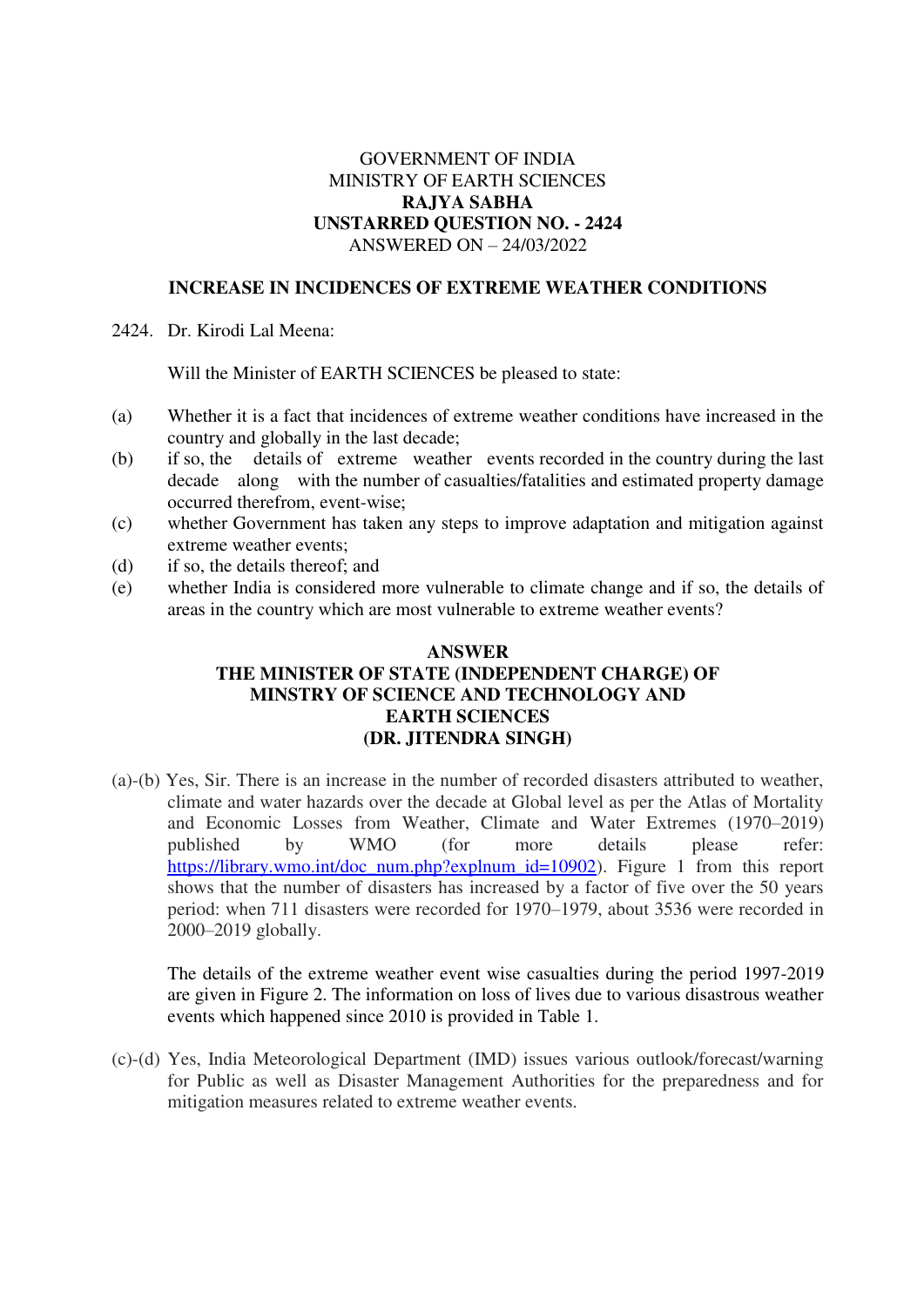GOVERNMENT OF INDIA
MINISTRY OF EARTH SCIENCES
**RAJYA SABHA**
**UNSTARRED QUESTION NO. - 2424**
ANSWERED ON – 24/03/2022

## INCREASE IN INCIDENCES OF EXTREME WEATHER CONDITIONS

2424. Dr. Kirodi Lal Meena:

Will the Minister of EARTH SCIENCES be pleased to state:

(a) Whether it is a fact that incidences of extreme weather conditions have increased in the country and globally in the last decade;

(b) if so, the details of extreme weather events recorded in the country during the last decade along with the number of casualties/fatalities and estimated property damage occurred therefrom, event-wise;

(c) whether Government has taken any steps to improve adaptation and mitigation against extreme weather events;

(d) if so, the details thereof; and

(e) whether India is considered more vulnerable to climate change and if so, the details of areas in the country which are most vulnerable to extreme weather events?

**ANSWER**
**THE MINISTER OF STATE (INDEPENDENT CHARGE) OF MINSTRY OF SCIENCE AND TECHNOLOGY AND EARTH SCIENCES**
**(DR. JITENDRA SINGH)**

(a)-(b) Yes, Sir. There is an increase in the number of recorded disasters attributed to weather, climate and water hazards over the decade at Global level as per the Atlas of Mortality and Economic Losses from Weather, Climate and Water Extremes (1970–2019) published by WMO (for more details please refer: https://library.wmo.int/doc_num.php?explnum_id=10902). Figure 1 from this report shows that the number of disasters has increased by a factor of five over the 50 years period: when 711 disasters were recorded for 1970–1979, about 3536 were recorded in 2000–2019 globally.

The details of the extreme weather event wise casualties during the period 1997-2019 are given in Figure 2. The information on loss of lives due to various disastrous weather events which happened since 2010 is provided in Table 1.

(c)-(d) Yes, India Meteorological Department (IMD) issues various outlook/forecast/warning for Public as well as Disaster Management Authorities for the preparedness and for mitigation measures related to extreme weather events.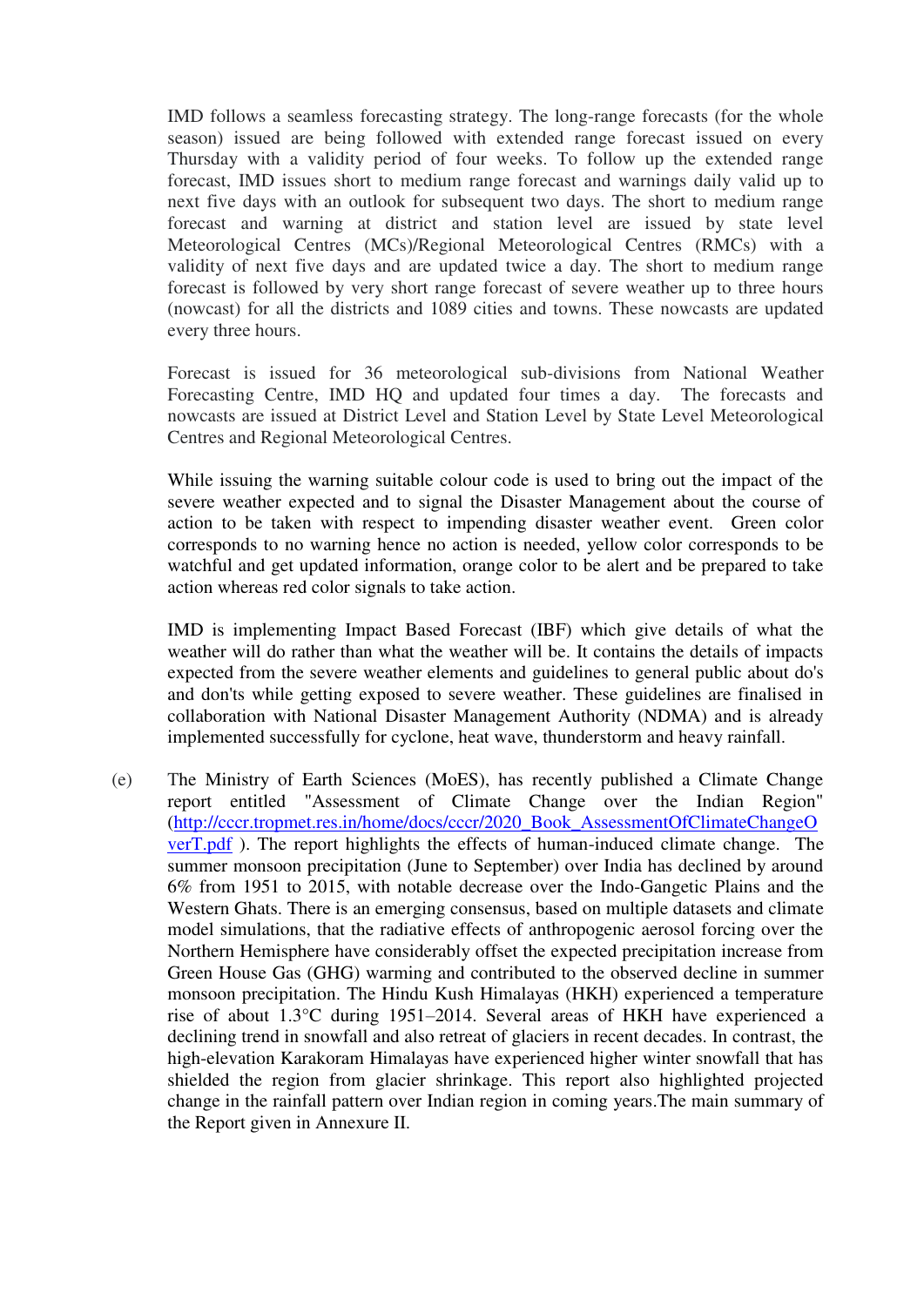IMD follows a seamless forecasting strategy. The long-range forecasts (for the whole season) issued are being followed with extended range forecast issued on every Thursday with a validity period of four weeks. To follow up the extended range forecast, IMD issues short to medium range forecast and warnings daily valid up to next five days with an outlook for subsequent two days. The short to medium range forecast and warning at district and station level are issued by state level Meteorological Centres (MCs)/Regional Meteorological Centres (RMCs) with a validity of next five days and are updated twice a day. The short to medium range forecast is followed by very short range forecast of severe weather up to three hours (nowcast) for all the districts and 1089 cities and towns. These nowcasts are updated every three hours.

Forecast is issued for 36 meteorological sub-divisions from National Weather Forecasting Centre, IMD HQ and updated four times a day. The forecasts and nowcasts are issued at District Level and Station Level by State Level Meteorological Centres and Regional Meteorological Centres.

While issuing the warning suitable colour code is used to bring out the impact of the severe weather expected and to signal the Disaster Management about the course of action to be taken with respect to impending disaster weather event. Green color corresponds to no warning hence no action is needed, yellow color corresponds to be watchful and get updated information, orange color to be alert and be prepared to take action whereas red color signals to take action.

IMD is implementing Impact Based Forecast (IBF) which give details of what the weather will do rather than what the weather will be. It contains the details of impacts expected from the severe weather elements and guidelines to general public about do's and don'ts while getting exposed to severe weather. These guidelines are finalised in collaboration with National Disaster Management Authority (NDMA) and is already implemented successfully for cyclone, heat wave, thunderstorm and heavy rainfall.

(e) The Ministry of Earth Sciences (MoES), has recently published a Climate Change report entitled "Assessment of Climate Change over the Indian Region" (http://cccr.tropmet.res.in/home/docs/cccr/2020_Book_AssessmentOfClimateChangeOverT.pdf ). The report highlights the effects of human-induced climate change. The summer monsoon precipitation (June to September) over India has declined by around 6% from 1951 to 2015, with notable decrease over the Indo-Gangetic Plains and the Western Ghats. There is an emerging consensus, based on multiple datasets and climate model simulations, that the radiative effects of anthropogenic aerosol forcing over the Northern Hemisphere have considerably offset the expected precipitation increase from Green House Gas (GHG) warming and contributed to the observed decline in summer monsoon precipitation. The Hindu Kush Himalayas (HKH) experienced a temperature rise of about 1.3°C during 1951–2014. Several areas of HKH have experienced a declining trend in snowfall and also retreat of glaciers in recent decades. In contrast, the high-elevation Karakoram Himalayas have experienced higher winter snowfall that has shielded the region from glacier shrinkage. This report also highlighted projected change in the rainfall pattern over Indian region in coming years.The main summary of the Report given in Annexure II.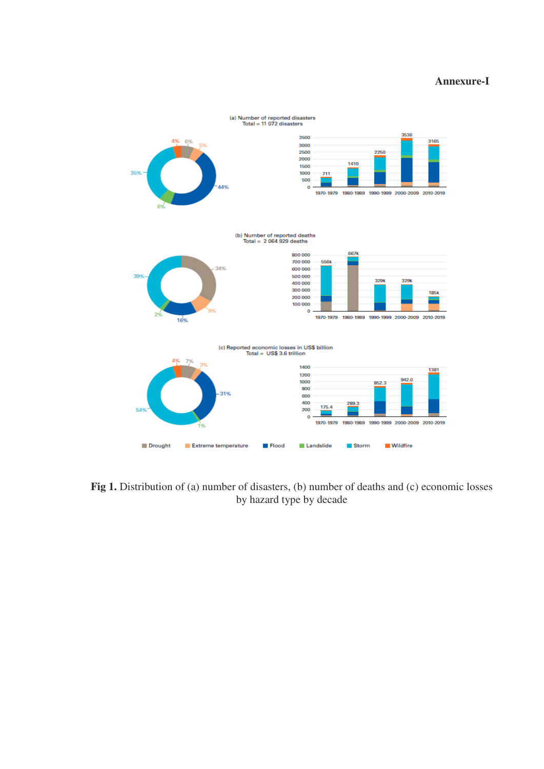**Annexure-I**

**Fig 1.** Distribution of (a) number of disasters, (b) number of deaths and (c) economic losses by hazard type by decade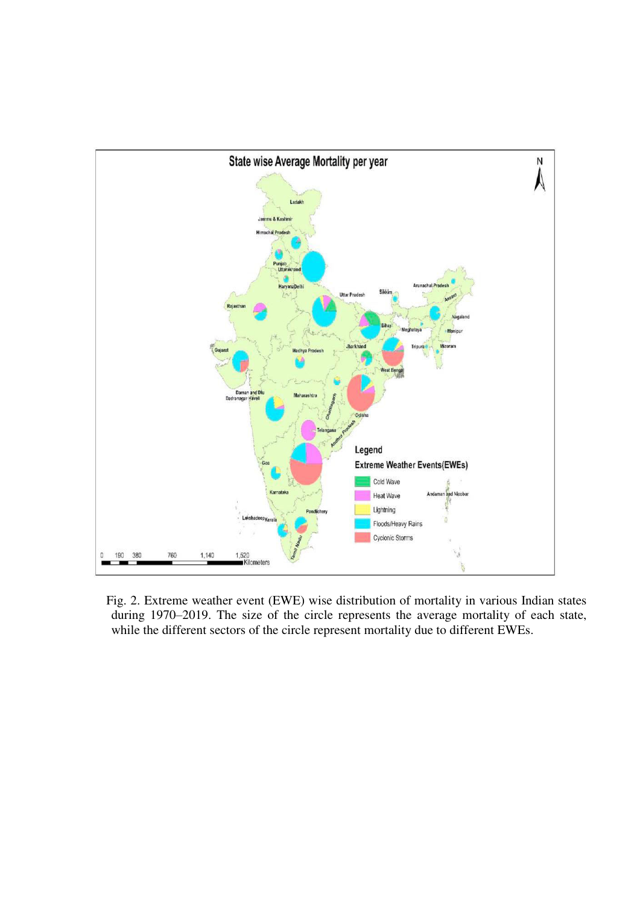Fig. 2. Extreme weather event (EWE) wise distribution of mortality in various Indian states during 1970–2019. The size of the circle represents the average mortality of each state, while the different sectors of the circle represent mortality due to different EWEs.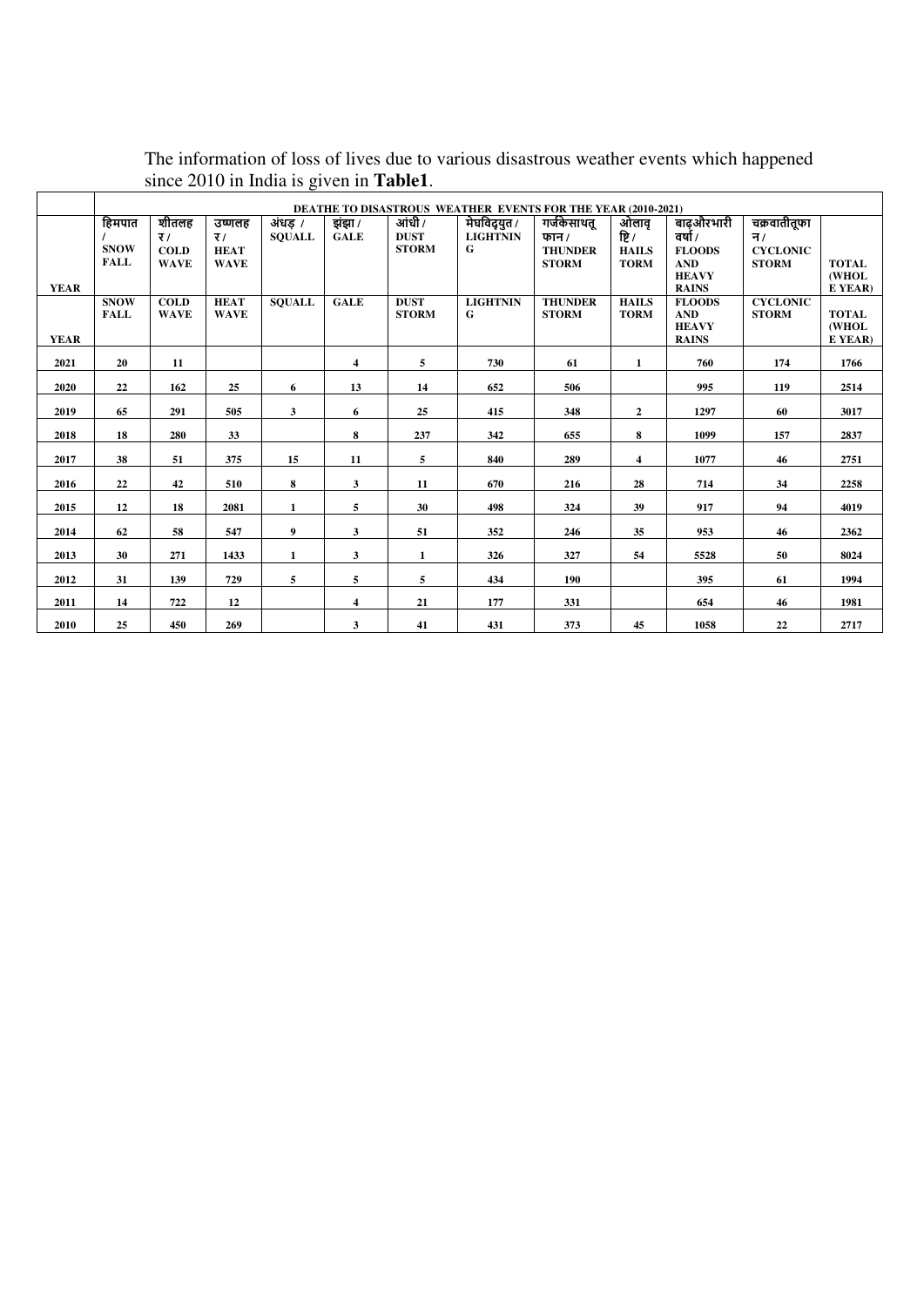The information of loss of lives due to various disastrous weather events which happened since 2010 in India is given in **Table1**.

| | DEATHE TO DISASTROUS WEATHER EVENTS FOR THE YEAR (2010-2021) | | | | | | | | | | | |
|---|---|---|---|---|---|---|---|---|---|---|---|---|
| YEAR | हिमपात / SNOW FALL | शीतलहर / COLD WAVE | उष्णलहर / HEAT WAVE | अंधड़ / SQUALL | झंझा / GALE | आंधी / DUST STORM | मेघविद्युत / LIGHTNING | गर्जकेसाथतूफान / THUNDER STORM | ओलावृष्टि / HAILS TORM | बाढ़औरभारी वर्षा / FLOODS AND HEAVY RAINS | चक्रवातीतूफान / CYCLONIC STORM | TOTAL (WHOLE YEAR) |
| YEAR | SNOW FALL | COLD WAVE | HEAT WAVE | SQUALL | GALE | DUST STORM | LIGHTNING | THUNDER STORM | HAILS TORM | FLOODS AND HEAVY RAINS | CYCLONIC STORM | TOTAL (WHOLE YEAR) |
| 2021 | 20 | 11 | | | 4 | 5 | 730 | 61 | 1 | 760 | 174 | 1766 |
| 2020 | 22 | 162 | 25 | 6 | 13 | 14 | 652 | 506 | | 995 | 119 | 2514 |
| 2019 | 65 | 291 | 505 | 3 | 6 | 25 | 415 | 348 | 2 | 1297 | 60 | 3017 |
| 2018 | 18 | 280 | 33 | | 8 | 237 | 342 | 655 | 8 | 1099 | 157 | 2837 |
| 2017 | 38 | 51 | 375 | 15 | 11 | 5 | 840 | 289 | 4 | 1077 | 46 | 2751 |
| 2016 | 22 | 42 | 510 | 8 | 3 | 11 | 670 | 216 | 28 | 714 | 34 | 2258 |
| 2015 | 12 | 18 | 2081 | 1 | 5 | 30 | 498 | 324 | 39 | 917 | 94 | 4019 |
| 2014 | 62 | 58 | 547 | 9 | 3 | 51 | 352 | 246 | 35 | 953 | 46 | 2362 |
| 2013 | 30 | 271 | 1433 | 1 | 3 | 1 | 326 | 327 | 54 | 5528 | 50 | 8024 |
| 2012 | 31 | 139 | 729 | 5 | 5 | 5 | 434 | 190 | | 395 | 61 | 1994 |
| 2011 | 14 | 722 | 12 | | 4 | 21 | 177 | 331 | | 654 | 46 | 1981 |
| 2010 | 25 | 450 | 269 | | 3 | 41 | 431 | 373 | 45 | 1058 | 22 | 2717 |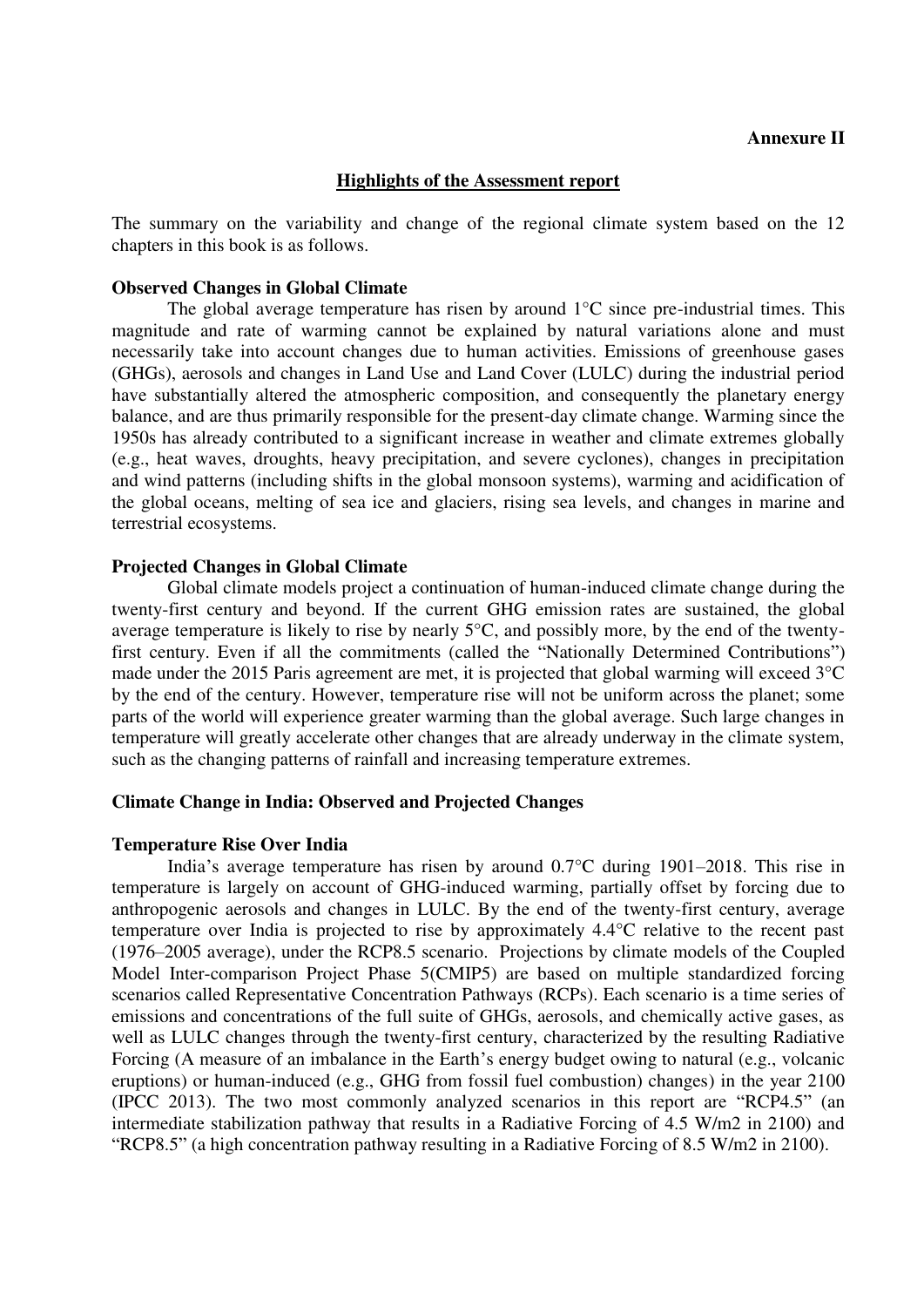**Annexure II**

## Highlights of the Assessment report

The summary on the variability and change of the regional climate system based on the 12 chapters in this book is as follows.

### Observed Changes in Global Climate

The global average temperature has risen by around 1°C since pre-industrial times. This magnitude and rate of warming cannot be explained by natural variations alone and must necessarily take into account changes due to human activities. Emissions of greenhouse gases (GHGs), aerosols and changes in Land Use and Land Cover (LULC) during the industrial period have substantially altered the atmospheric composition, and consequently the planetary energy balance, and are thus primarily responsible for the present-day climate change. Warming since the 1950s has already contributed to a significant increase in weather and climate extremes globally (e.g., heat waves, droughts, heavy precipitation, and severe cyclones), changes in precipitation and wind patterns (including shifts in the global monsoon systems), warming and acidification of the global oceans, melting of sea ice and glaciers, rising sea levels, and changes in marine and terrestrial ecosystems.

### Projected Changes in Global Climate

Global climate models project a continuation of human-induced climate change during the twenty-first century and beyond. If the current GHG emission rates are sustained, the global average temperature is likely to rise by nearly 5°C, and possibly more, by the end of the twenty-first century. Even if all the commitments (called the "Nationally Determined Contributions") made under the 2015 Paris agreement are met, it is projected that global warming will exceed 3°C by the end of the century. However, temperature rise will not be uniform across the planet; some parts of the world will experience greater warming than the global average. Such large changes in temperature will greatly accelerate other changes that are already underway in the climate system, such as the changing patterns of rainfall and increasing temperature extremes.

### Climate Change in India: Observed and Projected Changes

### Temperature Rise Over India

India's average temperature has risen by around 0.7°C during 1901–2018. This rise in temperature is largely on account of GHG-induced warming, partially offset by forcing due to anthropogenic aerosols and changes in LULC. By the end of the twenty-first century, average temperature over India is projected to rise by approximately 4.4°C relative to the recent past (1976–2005 average), under the RCP8.5 scenario. Projections by climate models of the Coupled Model Inter-comparison Project Phase 5(CMIP5) are based on multiple standardized forcing scenarios called Representative Concentration Pathways (RCPs). Each scenario is a time series of emissions and concentrations of the full suite of GHGs, aerosols, and chemically active gases, as well as LULC changes through the twenty-first century, characterized by the resulting Radiative Forcing (A measure of an imbalance in the Earth's energy budget owing to natural (e.g., volcanic eruptions) or human-induced (e.g., GHG from fossil fuel combustion) changes) in the year 2100 (IPCC 2013). The two most commonly analyzed scenarios in this report are "RCP4.5" (an intermediate stabilization pathway that results in a Radiative Forcing of 4.5 W/m2 in 2100) and "RCP8.5" (a high concentration pathway resulting in a Radiative Forcing of 8.5 W/m2 in 2100).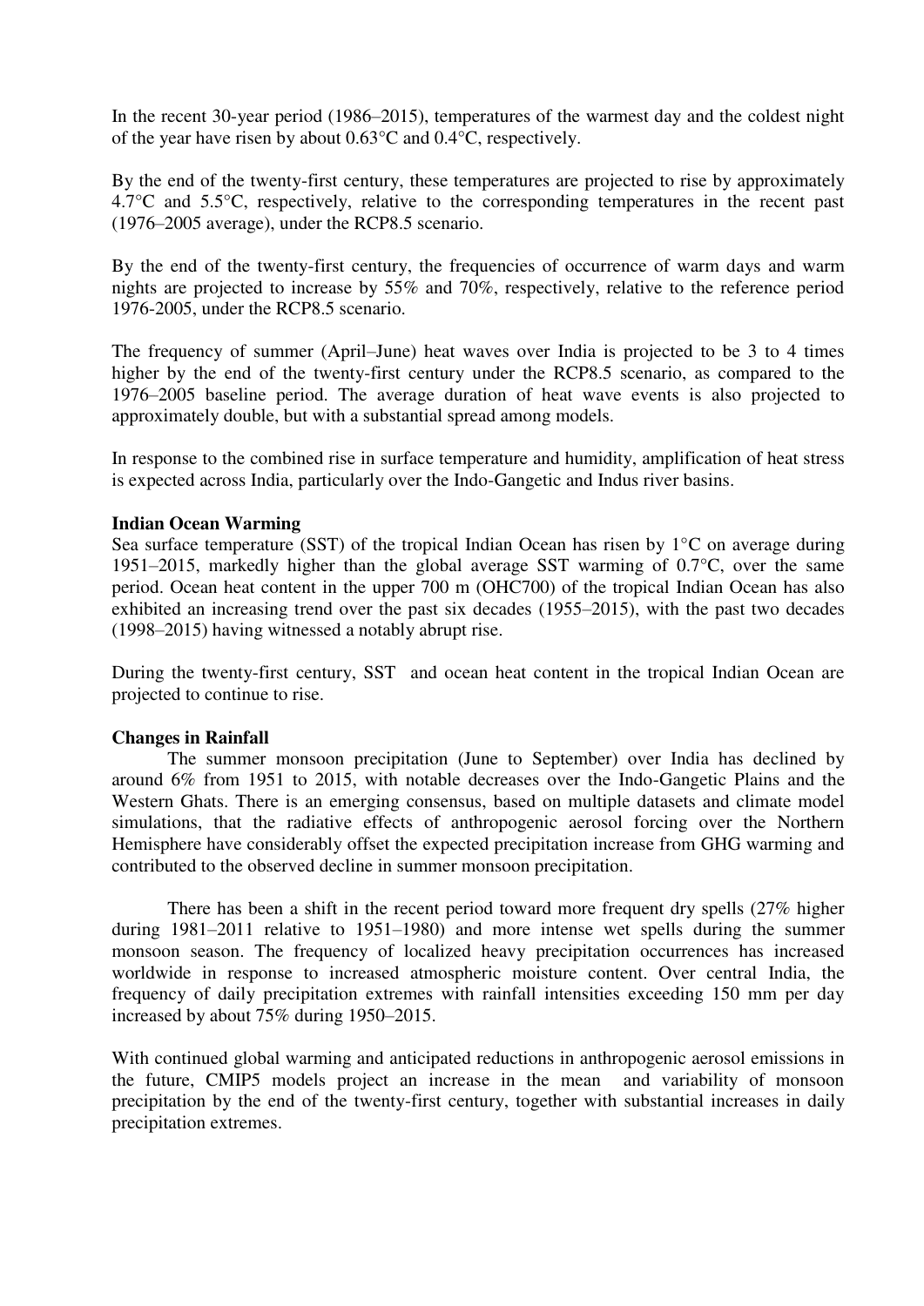In the recent 30-year period (1986–2015), temperatures of the warmest day and the coldest night of the year have risen by about 0.63°C and 0.4°C, respectively.

By the end of the twenty-first century, these temperatures are projected to rise by approximately 4.7°C and 5.5°C, respectively, relative to the corresponding temperatures in the recent past (1976–2005 average), under the RCP8.5 scenario.

By the end of the twenty-first century, the frequencies of occurrence of warm days and warm nights are projected to increase by 55% and 70%, respectively, relative to the reference period 1976-2005, under the RCP8.5 scenario.

The frequency of summer (April–June) heat waves over India is projected to be 3 to 4 times higher by the end of the twenty-first century under the RCP8.5 scenario, as compared to the 1976–2005 baseline period. The average duration of heat wave events is also projected to approximately double, but with a substantial spread among models.

In response to the combined rise in surface temperature and humidity, amplification of heat stress is expected across India, particularly over the Indo-Gangetic and Indus river basins.

**Indian Ocean Warming**

Sea surface temperature (SST) of the tropical Indian Ocean has risen by 1°C on average during 1951–2015, markedly higher than the global average SST warming of 0.7°C, over the same period. Ocean heat content in the upper 700 m (OHC700) of the tropical Indian Ocean has also exhibited an increasing trend over the past six decades (1955–2015), with the past two decades (1998–2015) having witnessed a notably abrupt rise.

During the twenty-first century, SST and ocean heat content in the tropical Indian Ocean are projected to continue to rise.

**Changes in Rainfall**

The summer monsoon precipitation (June to September) over India has declined by around 6% from 1951 to 2015, with notable decreases over the Indo-Gangetic Plains and the Western Ghats. There is an emerging consensus, based on multiple datasets and climate model simulations, that the radiative effects of anthropogenic aerosol forcing over the Northern Hemisphere have considerably offset the expected precipitation increase from GHG warming and contributed to the observed decline in summer monsoon precipitation.

There has been a shift in the recent period toward more frequent dry spells (27% higher during 1981–2011 relative to 1951–1980) and more intense wet spells during the summer monsoon season. The frequency of localized heavy precipitation occurrences has increased worldwide in response to increased atmospheric moisture content. Over central India, the frequency of daily precipitation extremes with rainfall intensities exceeding 150 mm per day increased by about 75% during 1950–2015.

With continued global warming and anticipated reductions in anthropogenic aerosol emissions in the future, CMIP5 models project an increase in the mean and variability of monsoon precipitation by the end of the twenty-first century, together with substantial increases in daily precipitation extremes.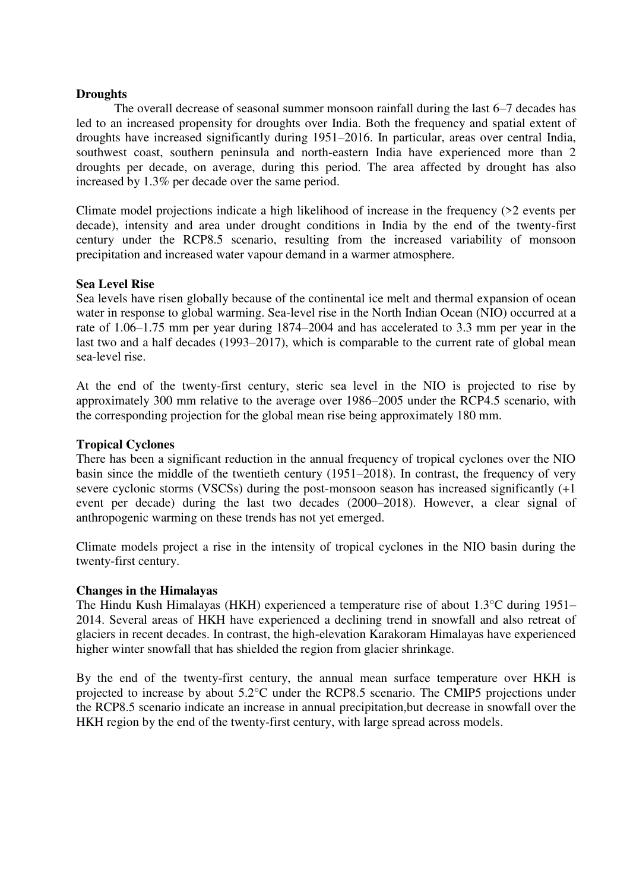**Droughts**

The overall decrease of seasonal summer monsoon rainfall during the last 6–7 decades has led to an increased propensity for droughts over India. Both the frequency and spatial extent of droughts have increased significantly during 1951–2016. In particular, areas over central India, southwest coast, southern peninsula and north-eastern India have experienced more than 2 droughts per decade, on average, during this period. The area affected by drought has also increased by 1.3% per decade over the same period.

Climate model projections indicate a high likelihood of increase in the frequency (>2 events per decade), intensity and area under drought conditions in India by the end of the twenty-first century under the RCP8.5 scenario, resulting from the increased variability of monsoon precipitation and increased water vapour demand in a warmer atmosphere.

**Sea Level Rise**

Sea levels have risen globally because of the continental ice melt and thermal expansion of ocean water in response to global warming. Sea-level rise in the North Indian Ocean (NIO) occurred at a rate of 1.06–1.75 mm per year during 1874–2004 and has accelerated to 3.3 mm per year in the last two and a half decades (1993–2017), which is comparable to the current rate of global mean sea-level rise.

At the end of the twenty-first century, steric sea level in the NIO is projected to rise by approximately 300 mm relative to the average over 1986–2005 under the RCP4.5 scenario, with the corresponding projection for the global mean rise being approximately 180 mm.

**Tropical Cyclones**

There has been a significant reduction in the annual frequency of tropical cyclones over the NIO basin since the middle of the twentieth century (1951–2018). In contrast, the frequency of very severe cyclonic storms (VSCSs) during the post-monsoon season has increased significantly (+1 event per decade) during the last two decades (2000–2018). However, a clear signal of anthropogenic warming on these trends has not yet emerged.

Climate models project a rise in the intensity of tropical cyclones in the NIO basin during the twenty-first century.

**Changes in the Himalayas**

The Hindu Kush Himalayas (HKH) experienced a temperature rise of about 1.3°C during 1951–2014. Several areas of HKH have experienced a declining trend in snowfall and also retreat of glaciers in recent decades. In contrast, the high-elevation Karakoram Himalayas have experienced higher winter snowfall that has shielded the region from glacier shrinkage.

By the end of the twenty-first century, the annual mean surface temperature over HKH is projected to increase by about 5.2°C under the RCP8.5 scenario. The CMIP5 projections under the RCP8.5 scenario indicate an increase in annual precipitation,but decrease in snowfall over the HKH region by the end of the twenty-first century, with large spread across models.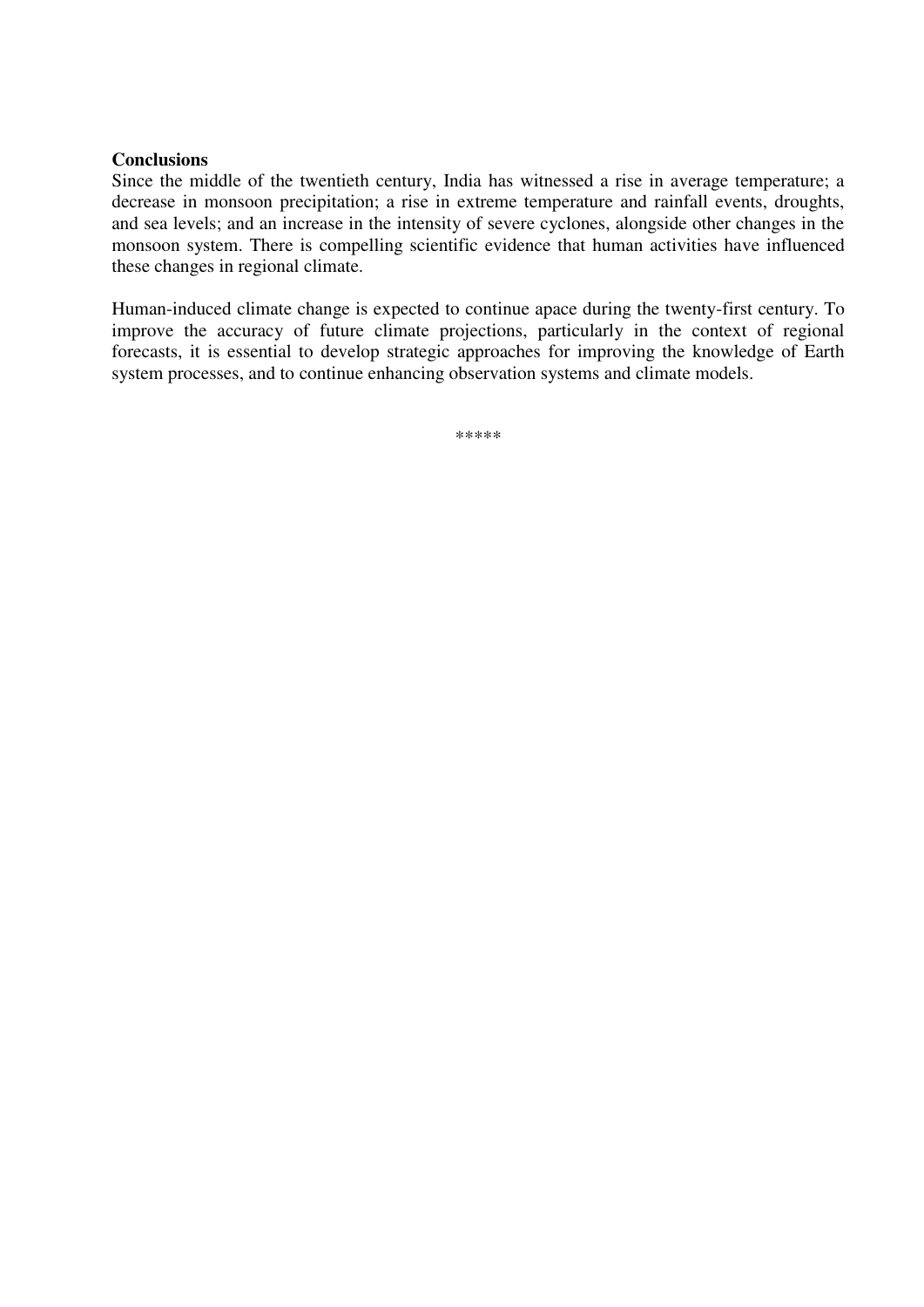**Conclusions**

Since the middle of the twentieth century, India has witnessed a rise in average temperature; a decrease in monsoon precipitation; a rise in extreme temperature and rainfall events, droughts, and sea levels; and an increase in the intensity of severe cyclones, alongside other changes in the monsoon system. There is compelling scientific evidence that human activities have influenced these changes in regional climate.

Human-induced climate change is expected to continue apace during the twenty-first century. To improve the accuracy of future climate projections, particularly in the context of regional forecasts, it is essential to develop strategic approaches for improving the knowledge of Earth system processes, and to continue enhancing observation systems and climate models.

*****